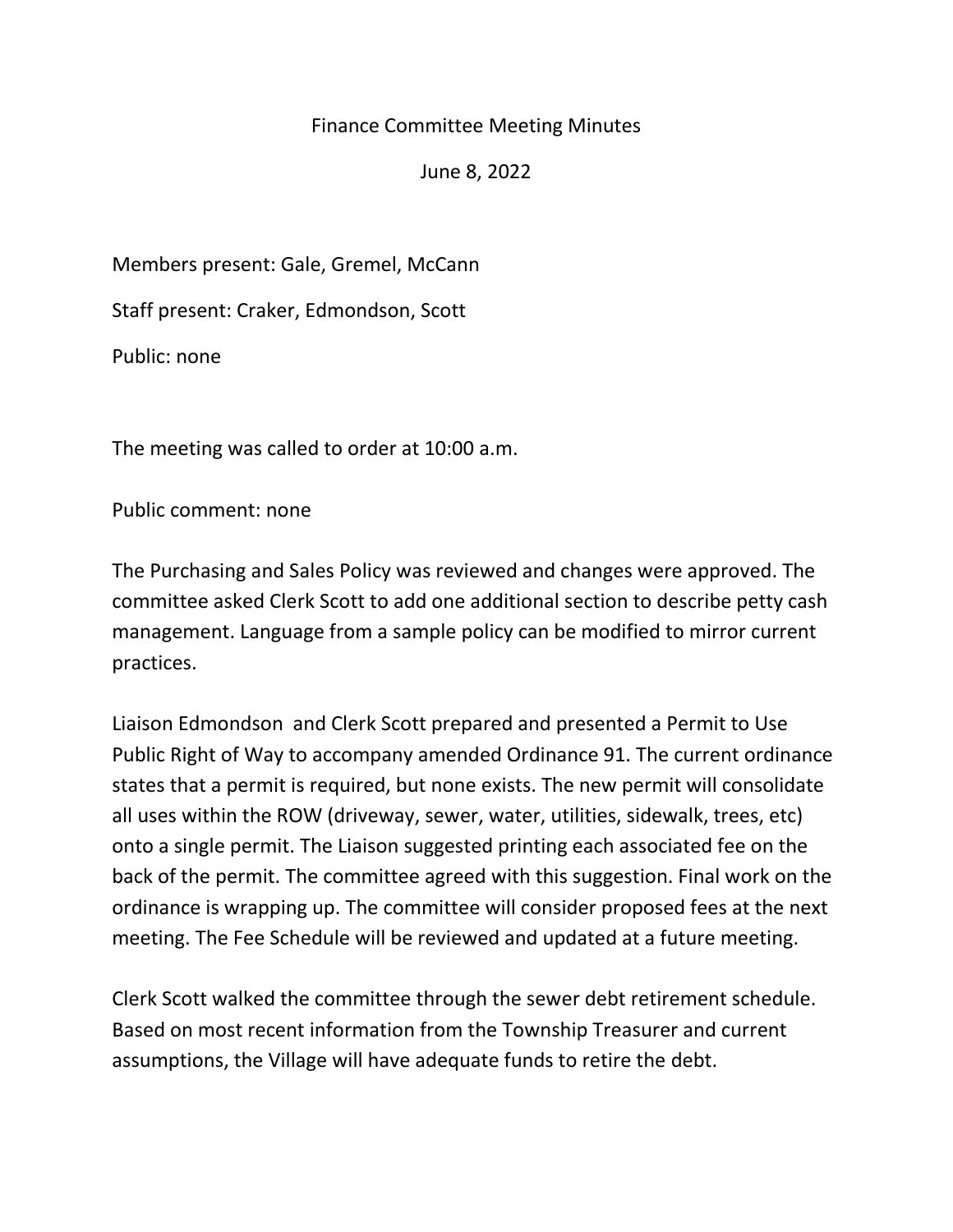# Finance Committee Meeting Minutes

June 8, 2022

Members present: Gale, Gremel, McCann

Staff present: Craker, Edmondson, Scott

Public: none

The meeting was called to order at 10:00 a.m.

Public comment: none

The Purchasing and Sales Policy was reviewed and changes were approved. The committee asked Clerk Scott to add one additional section to describe petty cash management. Language from a sample policy can be modified to mirror current practices.

Liaison Edmondson and Clerk Scott prepared and presented a Permit to Use Public Right of Way to accompany amended Ordinance 91. The current ordinance states that a permit is required, but none exists. The new permit will consolidate all uses within the ROW (driveway, sewer, water, utilities, sidewalk, trees, etc) onto a single permit. The Liaison suggested printing each associated fee on the back of the permit. The committee agreed with this suggestion. Final work on the ordinance is wrapping up. The committee will consider proposed fees at the next meeting. The Fee Schedule will be reviewed and updated at a future meeting.

Clerk Scott walked the committee through the sewer debt retirement schedule. Based on most recent information from the Township Treasurer and current assumptions, the Village will have adequate funds to retire the debt.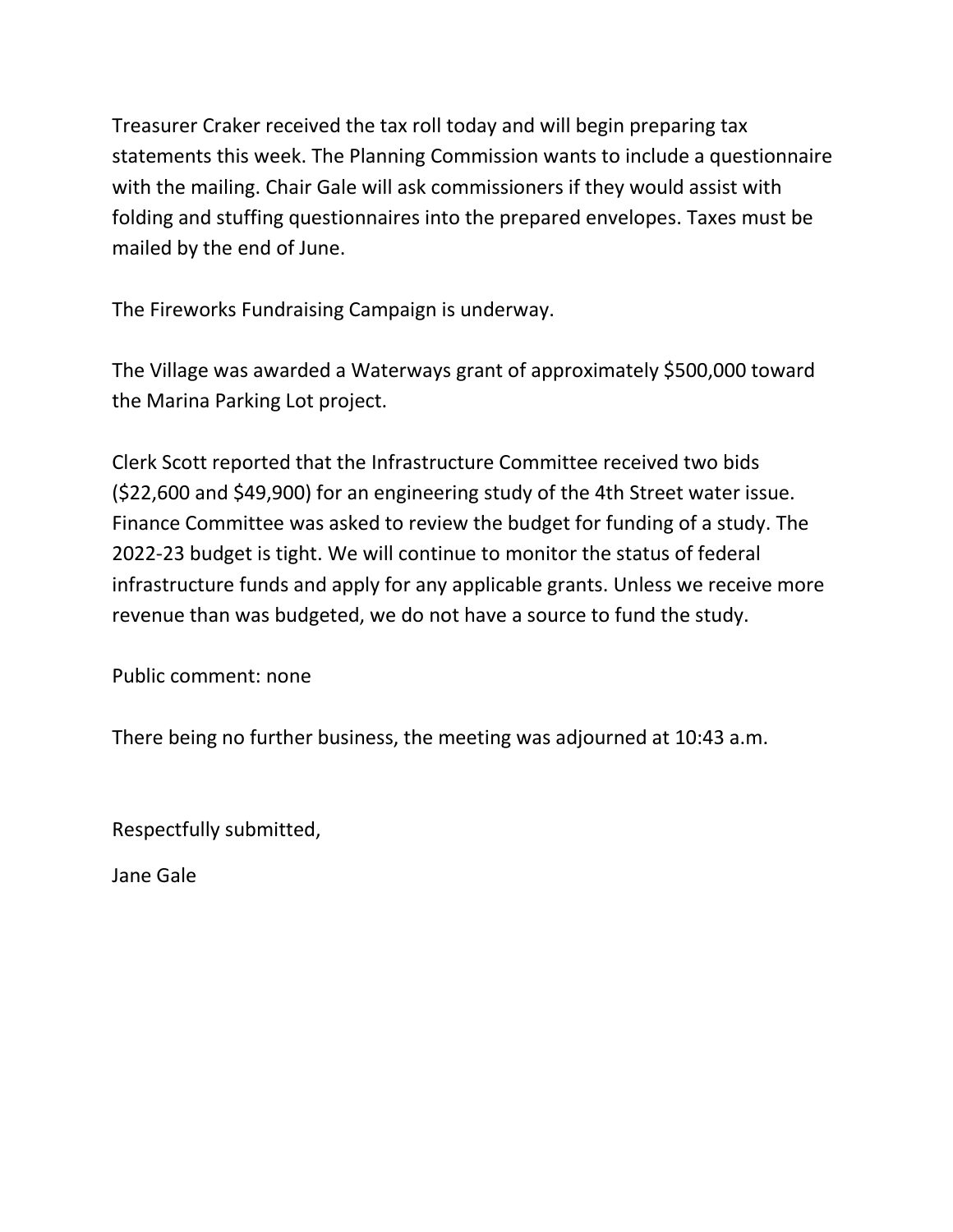Treasurer Craker received the tax roll today and will begin preparing tax statements this week. The Planning Commission wants to include a questionnaire with the mailing. Chair Gale will ask commissioners if they would assist with folding and stuffing questionnaires into the prepared envelopes. Taxes must be mailed by the end of June.

The Fireworks Fundraising Campaign is underway.

The Village was awarded a Waterways grant of approximately $500,000 toward the Marina Parking Lot project.

Clerk Scott reported that the Infrastructure Committee received two bids ($22,600 and $49,900) for an engineering study of the 4th Street water issue. Finance Committee was asked to review the budget for funding of a study. The 2022-23 budget is tight. We will continue to monitor the status of federal infrastructure funds and apply for any applicable grants. Unless we receive more revenue than was budgeted, we do not have a source to fund the study.

Public comment: none

There being no further business, the meeting was adjourned at 10:43 a.m.

Respectfully submitted,

Jane Gale